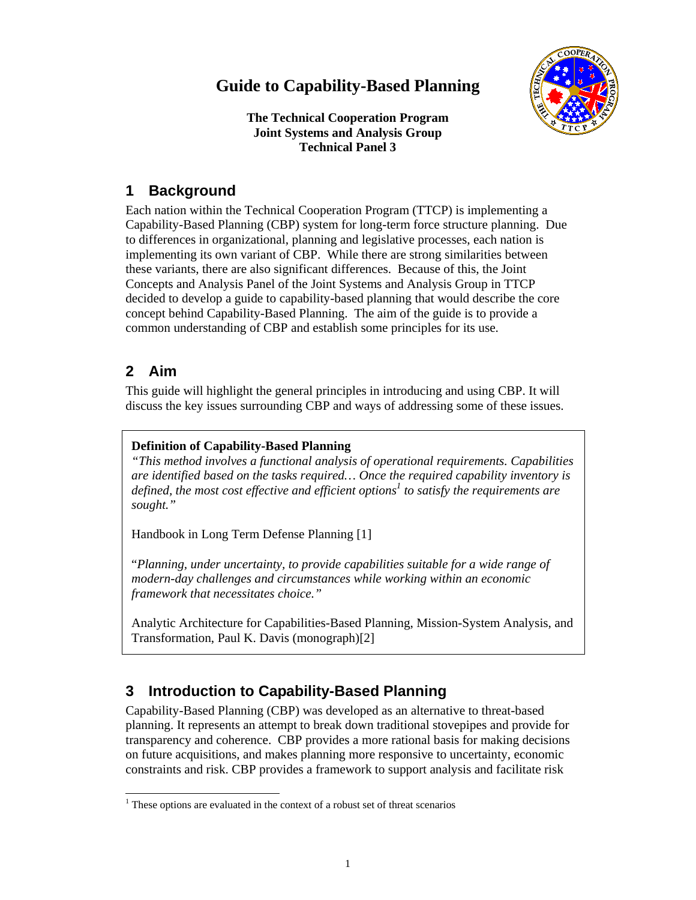# Guide to Capability-Based Planning

**The Technical Cooperation Program**
**Joint Systems and Analysis Group**
**Technical Panel 3**

## 1 Background

Each nation within the Technical Cooperation Program (TTCP) is implementing a Capability-Based Planning (CBP) system for long-term force structure planning. Due to differences in organizational, planning and legislative processes, each nation is implementing its own variant of CBP. While there are strong similarities between these variants, there are also significant differences. Because of this, the Joint Concepts and Analysis Panel of the Joint Systems and Analysis Group in TTCP decided to develop a guide to capability-based planning that would describe the core concept behind Capability-Based Planning. The aim of the guide is to provide a common understanding of CBP and establish some principles for its use.

## 2 Aim

This guide will highlight the general principles in introducing and using CBP. It will discuss the key issues surrounding CBP and ways of addressing some of these issues.

> **Definition of Capability-Based Planning**
> *"This method involves a functional analysis of operational requirements. Capabilities are identified based on the tasks required… Once the required capability inventory is defined, the most cost effective and efficient options*[1] *to satisfy the requirements are sought."*
>
> Handbook in Long Term Defense Planning [1]
>
> "*Planning, under uncertainty, to provide capabilities suitable for a wide range of modern-day challenges and circumstances while working within an economic framework that necessitates choice."*
>
> Analytic Architecture for Capabilities-Based Planning, Mission-System Analysis, and Transformation, Paul K. Davis (monograph)[2]

## 3 Introduction to Capability-Based Planning

Capability-Based Planning (CBP) was developed as an alternative to threat-based planning. It represents an attempt to break down traditional stovepipes and provide for transparency and coherence. CBP provides a more rational basis for making decisions on future acquisitions, and makes planning more responsive to uncertainty, economic constraints and risk. CBP provides a framework to support analysis and facilitate risk

[1] These options are evaluated in the context of a robust set of threat scenarios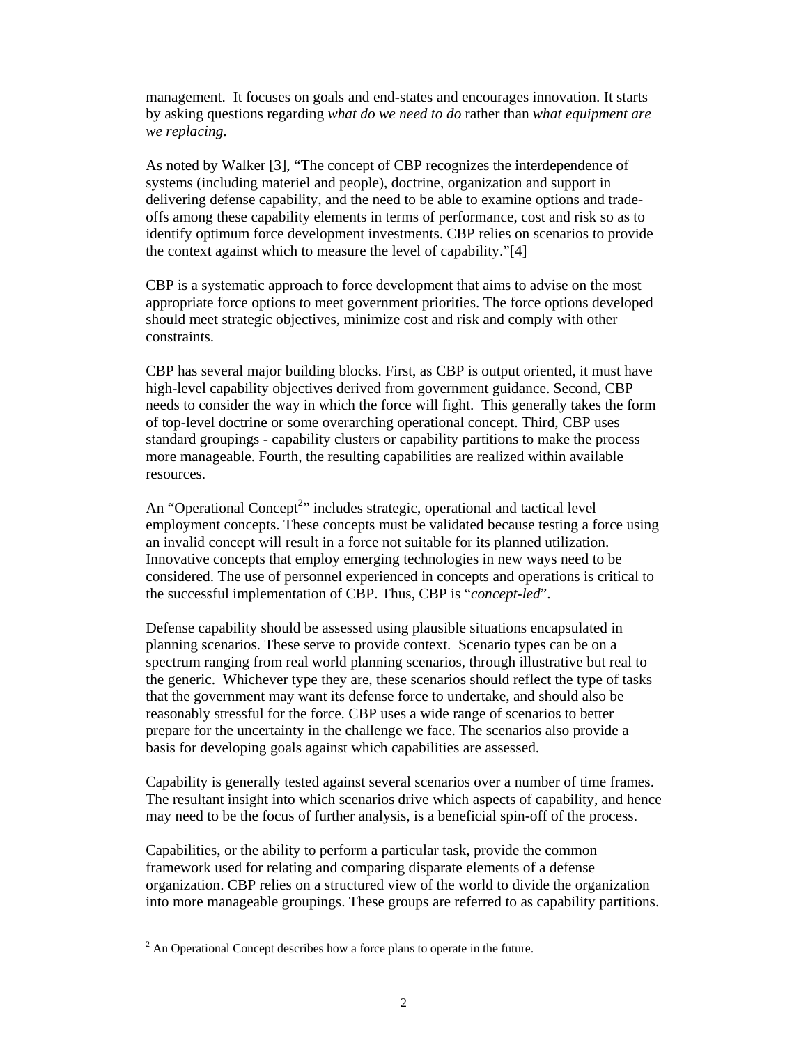management. It focuses on goals and end-states and encourages innovation. It starts by asking questions regarding *what do we need to do* rather than *what equipment are we replacing*.

As noted by Walker [3], "The concept of CBP recognizes the interdependence of systems (including materiel and people), doctrine, organization and support in delivering defense capability, and the need to be able to examine options and trade-offs among these capability elements in terms of performance, cost and risk so as to identify optimum force development investments. CBP relies on scenarios to provide the context against which to measure the level of capability."[4]

CBP is a systematic approach to force development that aims to advise on the most appropriate force options to meet government priorities. The force options developed should meet strategic objectives, minimize cost and risk and comply with other constraints.

CBP has several major building blocks. First, as CBP is output oriented, it must have high-level capability objectives derived from government guidance. Second, CBP needs to consider the way in which the force will fight. This generally takes the form of top-level doctrine or some overarching operational concept. Third, CBP uses standard groupings - capability clusters or capability partitions to make the process more manageable. Fourth, the resulting capabilities are realized within available resources.

An "Operational Concept[2]" includes strategic, operational and tactical level employment concepts. These concepts must be validated because testing a force using an invalid concept will result in a force not suitable for its planned utilization. Innovative concepts that employ emerging technologies in new ways need to be considered. The use of personnel experienced in concepts and operations is critical to the successful implementation of CBP. Thus, CBP is "*concept-led*".

Defense capability should be assessed using plausible situations encapsulated in planning scenarios. These serve to provide context. Scenario types can be on a spectrum ranging from real world planning scenarios, through illustrative but real to the generic. Whichever type they are, these scenarios should reflect the type of tasks that the government may want its defense force to undertake, and should also be reasonably stressful for the force. CBP uses a wide range of scenarios to better prepare for the uncertainty in the challenge we face. The scenarios also provide a basis for developing goals against which capabilities are assessed.

Capability is generally tested against several scenarios over a number of time frames. The resultant insight into which scenarios drive which aspects of capability, and hence may need to be the focus of further analysis, is a beneficial spin-off of the process.

Capabilities, or the ability to perform a particular task, provide the common framework used for relating and comparing disparate elements of a defense organization. CBP relies on a structured view of the world to divide the organization into more manageable groupings. These groups are referred to as capability partitions.

---

[2] An Operational Concept describes how a force plans to operate in the future.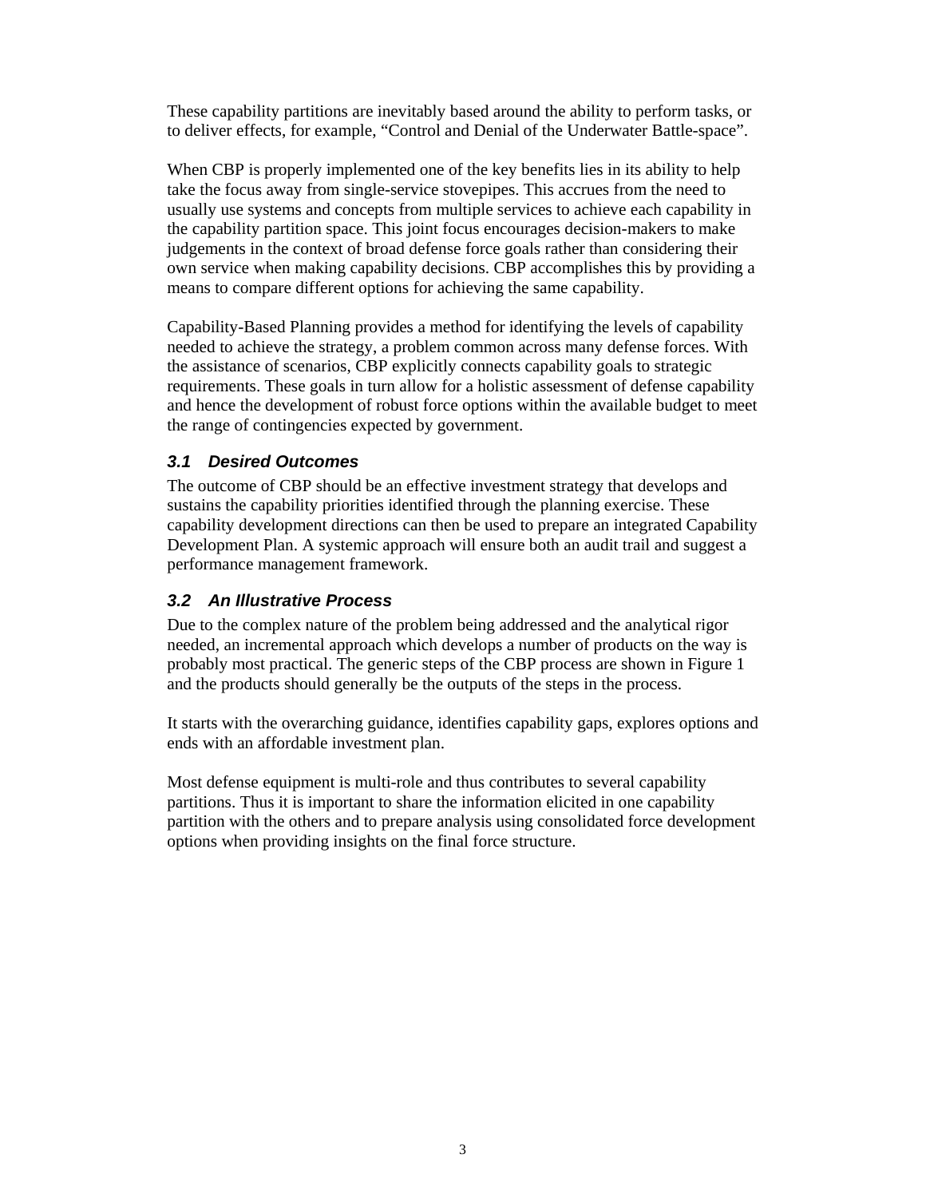These capability partitions are inevitably based around the ability to perform tasks, or to deliver effects, for example, "Control and Denial of the Underwater Battle-space".

When CBP is properly implemented one of the key benefits lies in its ability to help take the focus away from single-service stovepipes. This accrues from the need to usually use systems and concepts from multiple services to achieve each capability in the capability partition space. This joint focus encourages decision-makers to make judgements in the context of broad defense force goals rather than considering their own service when making capability decisions. CBP accomplishes this by providing a means to compare different options for achieving the same capability.

Capability-Based Planning provides a method for identifying the levels of capability needed to achieve the strategy, a problem common across many defense forces. With the assistance of scenarios, CBP explicitly connects capability goals to strategic requirements. These goals in turn allow for a holistic assessment of defense capability and hence the development of robust force options within the available budget to meet the range of contingencies expected by government.

### *3.1 Desired Outcomes*

The outcome of CBP should be an effective investment strategy that develops and sustains the capability priorities identified through the planning exercise. These capability development directions can then be used to prepare an integrated Capability Development Plan. A systemic approach will ensure both an audit trail and suggest a performance management framework.

### *3.2 An Illustrative Process*

Due to the complex nature of the problem being addressed and the analytical rigor needed, an incremental approach which develops a number of products on the way is probably most practical. The generic steps of the CBP process are shown in Figure 1 and the products should generally be the outputs of the steps in the process.

It starts with the overarching guidance, identifies capability gaps, explores options and ends with an affordable investment plan.

Most defense equipment is multi-role and thus contributes to several capability partitions. Thus it is important to share the information elicited in one capability partition with the others and to prepare analysis using consolidated force development options when providing insights on the final force structure.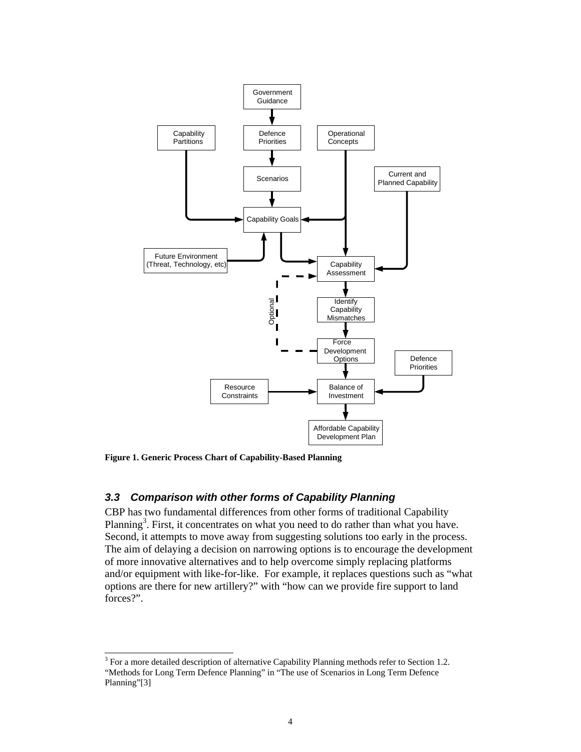Figure 1. Generic Process Chart of Capability-Based Planning

### 3.3 Comparison with other forms of Capability Planning

CBP has two fundamental differences from other forms of traditional Capability Planning[3]. First, it concentrates on what you need to do rather than what you have. Second, it attempts to move away from suggesting solutions too early in the process. The aim of delaying a decision on narrowing options is to encourage the development of more innovative alternatives and to help overcome simply replacing platforms and/or equipment with like-for-like. For example, it replaces questions such as "what options are there for new artillery?" with "how can we provide fire support to land forces?".

---

[3] For a more detailed description of alternative Capability Planning methods refer to Section 1.2. "Methods for Long Term Defence Planning" in "The use of Scenarios in Long Term Defence Planning"[3]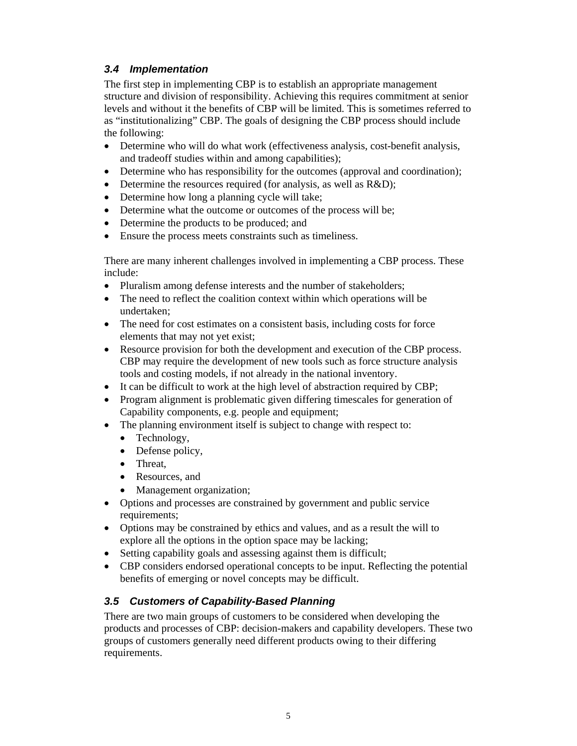### *3.4 Implementation*

The first step in implementing CBP is to establish an appropriate management structure and division of responsibility. Achieving this requires commitment at senior levels and without it the benefits of CBP will be limited. This is sometimes referred to as "institutionalizing" CBP. The goals of designing the CBP process should include the following:

- Determine who will do what work (effectiveness analysis, cost-benefit analysis, and tradeoff studies within and among capabilities);
- Determine who has responsibility for the outcomes (approval and coordination);
- Determine the resources required (for analysis, as well as R&D);
- Determine how long a planning cycle will take;
- Determine what the outcome or outcomes of the process will be;
- Determine the products to be produced; and
- Ensure the process meets constraints such as timeliness.

There are many inherent challenges involved in implementing a CBP process. These include:

- Pluralism among defense interests and the number of stakeholders;
- The need to reflect the coalition context within which operations will be undertaken;
- The need for cost estimates on a consistent basis, including costs for force elements that may not yet exist;
- Resource provision for both the development and execution of the CBP process. CBP may require the development of new tools such as force structure analysis tools and costing models, if not already in the national inventory.
- It can be difficult to work at the high level of abstraction required by CBP;
- Program alignment is problematic given differing timescales for generation of Capability components, e.g. people and equipment;
- The planning environment itself is subject to change with respect to:
  - Technology,
  - Defense policy,
  - Threat,
  - Resources, and
  - Management organization;
- Options and processes are constrained by government and public service requirements;
- Options may be constrained by ethics and values, and as a result the will to explore all the options in the option space may be lacking;
- Setting capability goals and assessing against them is difficult;
- CBP considers endorsed operational concepts to be input. Reflecting the potential benefits of emerging or novel concepts may be difficult.

### *3.5 Customers of Capability-Based Planning*

There are two main groups of customers to be considered when developing the products and processes of CBP: decision-makers and capability developers. These two groups of customers generally need different products owing to their differing requirements.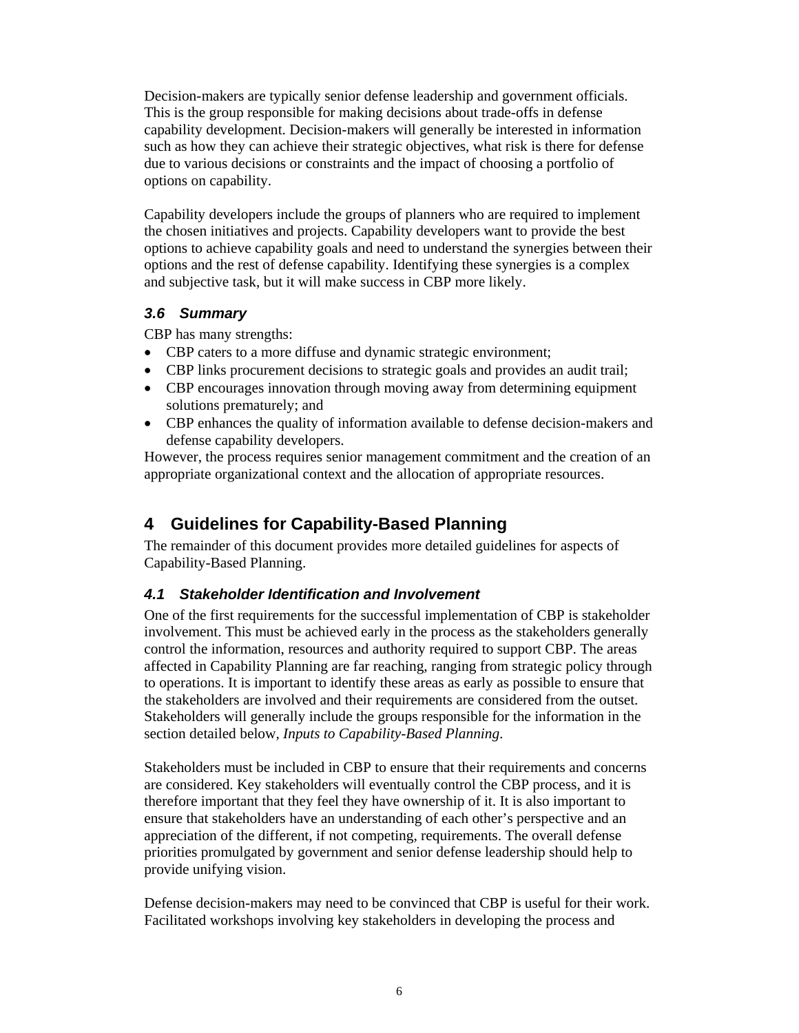Decision-makers are typically senior defense leadership and government officials. This is the group responsible for making decisions about trade-offs in defense capability development. Decision-makers will generally be interested in information such as how they can achieve their strategic objectives, what risk is there for defense due to various decisions or constraints and the impact of choosing a portfolio of options on capability.

Capability developers include the groups of planners who are required to implement the chosen initiatives and projects. Capability developers want to provide the best options to achieve capability goals and need to understand the synergies between their options and the rest of defense capability. Identifying these synergies is a complex and subjective task, but it will make success in CBP more likely.

### *3.6 Summary*

CBP has many strengths:

- CBP caters to a more diffuse and dynamic strategic environment;
- CBP links procurement decisions to strategic goals and provides an audit trail;
- CBP encourages innovation through moving away from determining equipment solutions prematurely; and
- CBP enhances the quality of information available to defense decision-makers and defense capability developers.

However, the process requires senior management commitment and the creation of an appropriate organizational context and the allocation of appropriate resources.

## 4 Guidelines for Capability-Based Planning

The remainder of this document provides more detailed guidelines for aspects of Capability-Based Planning.

### *4.1 Stakeholder Identification and Involvement*

One of the first requirements for the successful implementation of CBP is stakeholder involvement. This must be achieved early in the process as the stakeholders generally control the information, resources and authority required to support CBP. The areas affected in Capability Planning are far reaching, ranging from strategic policy through to operations. It is important to identify these areas as early as possible to ensure that the stakeholders are involved and their requirements are considered from the outset. Stakeholders will generally include the groups responsible for the information in the section detailed below, *Inputs to Capability-Based Planning*.

Stakeholders must be included in CBP to ensure that their requirements and concerns are considered. Key stakeholders will eventually control the CBP process, and it is therefore important that they feel they have ownership of it. It is also important to ensure that stakeholders have an understanding of each other's perspective and an appreciation of the different, if not competing, requirements. The overall defense priorities promulgated by government and senior defense leadership should help to provide unifying vision.

Defense decision-makers may need to be convinced that CBP is useful for their work. Facilitated workshops involving key stakeholders in developing the process and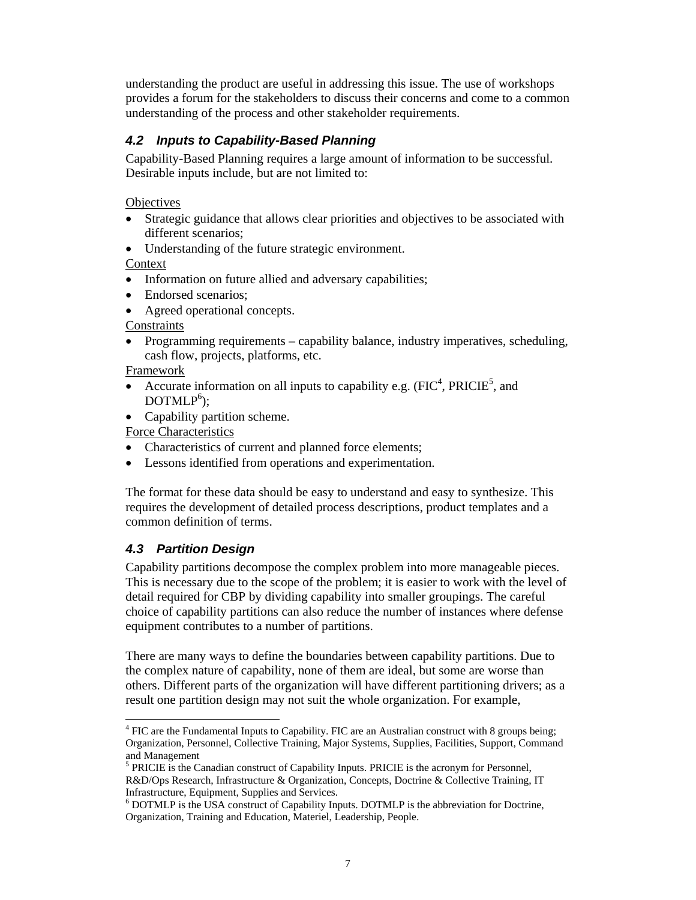understanding the product are useful in addressing this issue. The use of workshops provides a forum for the stakeholders to discuss their concerns and come to a common understanding of the process and other stakeholder requirements.

### *4.2 Inputs to Capability-Based Planning*

Capability-Based Planning requires a large amount of information to be successful. Desirable inputs include, but are not limited to:

Objectives

- Strategic guidance that allows clear priorities and objectives to be associated with different scenarios;
- Understanding of the future strategic environment.

Context

- Information on future allied and adversary capabilities;
- Endorsed scenarios;
- Agreed operational concepts.

Constraints

- Programming requirements – capability balance, industry imperatives, scheduling, cash flow, projects, platforms, etc.

Framework

- Accurate information on all inputs to capability e.g. (FIC[4], PRICIE[5], and DOTMLP[6]);
- Capability partition scheme.

Force Characteristics

- Characteristics of current and planned force elements;
- Lessons identified from operations and experimentation.

The format for these data should be easy to understand and easy to synthesize. This requires the development of detailed process descriptions, product templates and a common definition of terms.

### *4.3 Partition Design*

Capability partitions decompose the complex problem into more manageable pieces. This is necessary due to the scope of the problem; it is easier to work with the level of detail required for CBP by dividing capability into smaller groupings. The careful choice of capability partitions can also reduce the number of instances where defense equipment contributes to a number of partitions.

There are many ways to define the boundaries between capability partitions. Due to the complex nature of capability, none of them are ideal, but some are worse than others. Different parts of the organization will have different partitioning drivers; as a result one partition design may not suit the whole organization. For example,

---

[4] FIC are the Fundamental Inputs to Capability. FIC are an Australian construct with 8 groups being; Organization, Personnel, Collective Training, Major Systems, Supplies, Facilities, Support, Command and Management

[5] PRICIE is the Canadian construct of Capability Inputs. PRICIE is the acronym for Personnel, R&D/Ops Research, Infrastructure & Organization, Concepts, Doctrine & Collective Training, IT Infrastructure, Equipment, Supplies and Services.

[6] DOTMLP is the USA construct of Capability Inputs. DOTMLP is the abbreviation for Doctrine, Organization, Training and Education, Materiel, Leadership, People.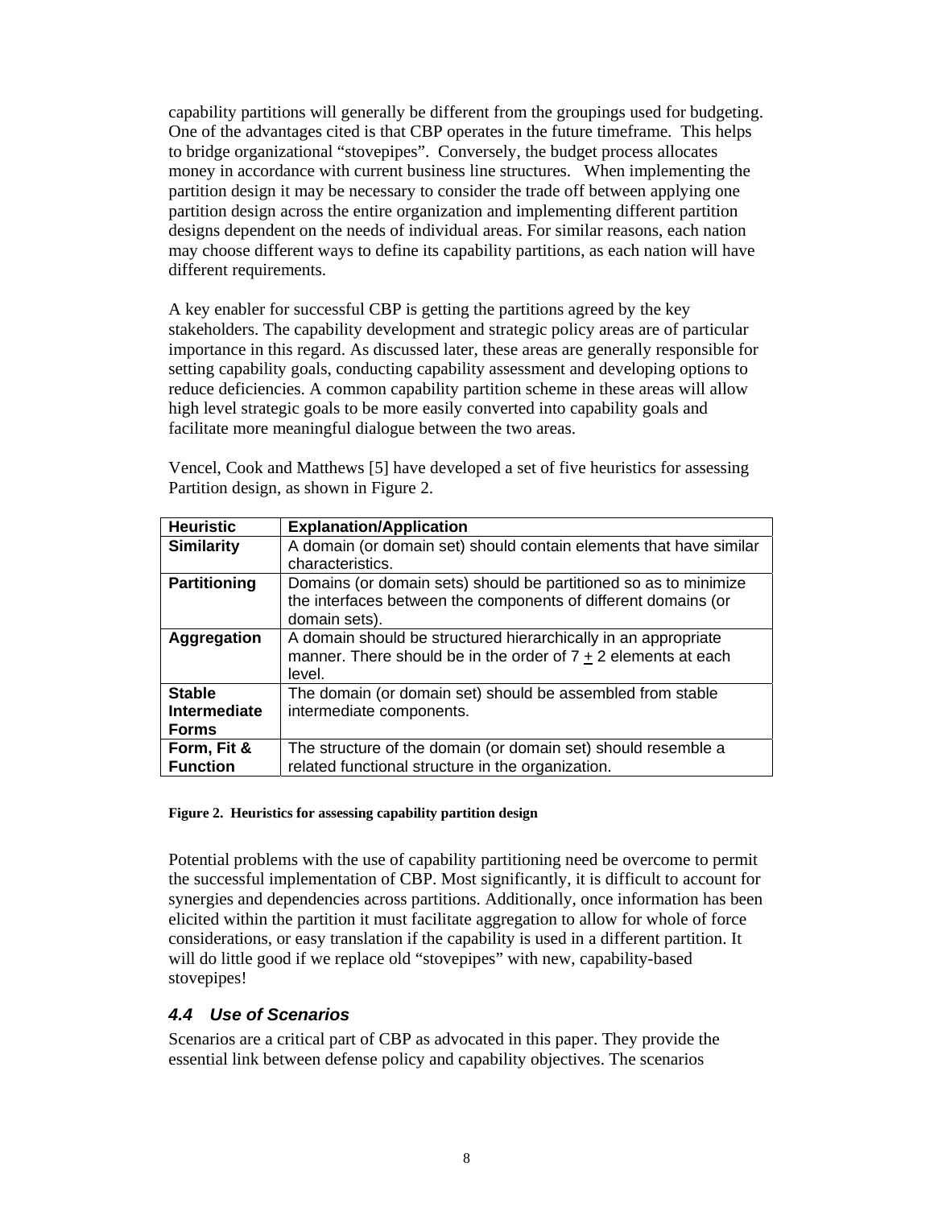capability partitions will generally be different from the groupings used for budgeting. One of the advantages cited is that CBP operates in the future timeframe. This helps to bridge organizational "stovepipes". Conversely, the budget process allocates money in accordance with current business line structures. When implementing the partition design it may be necessary to consider the trade off between applying one partition design across the entire organization and implementing different partition designs dependent on the needs of individual areas. For similar reasons, each nation may choose different ways to define its capability partitions, as each nation will have different requirements.

A key enabler for successful CBP is getting the partitions agreed by the key stakeholders. The capability development and strategic policy areas are of particular importance in this regard. As discussed later, these areas are generally responsible for setting capability goals, conducting capability assessment and developing options to reduce deficiencies. A common capability partition scheme in these areas will allow high level strategic goals to be more easily converted into capability goals and facilitate more meaningful dialogue between the two areas.

Vencel, Cook and Matthews [5] have developed a set of five heuristics for assessing Partition design, as shown in Figure 2.

| **Heuristic** | **Explanation/Application** |
|---|---|
| **Similarity** | A domain (or domain set) should contain elements that have similar characteristics. |
| **Partitioning** | Domains (or domain sets) should be partitioned so as to minimize the interfaces between the components of different domains (or domain sets). |
| **Aggregation** | A domain should be structured hierarchically in an appropriate manner. There should be in the order of $7 \pm 2$ elements at each level. |
| **Stable Intermediate Forms** | The domain (or domain set) should be assembled from stable intermediate components. |
| **Form, Fit & Function** | The structure of the domain (or domain set) should resemble a related functional structure in the organization. |

**Figure 2. Heuristics for assessing capability partition design**

Potential problems with the use of capability partitioning need be overcome to permit the successful implementation of CBP. Most significantly, it is difficult to account for synergies and dependencies across partitions. Additionally, once information has been elicited within the partition it must facilitate aggregation to allow for whole of force considerations, or easy translation if the capability is used in a different partition. It will do little good if we replace old "stovepipes" with new, capability-based stovepipes!

### *4.4 Use of Scenarios*

Scenarios are a critical part of CBP as advocated in this paper. They provide the essential link between defense policy and capability objectives. The scenarios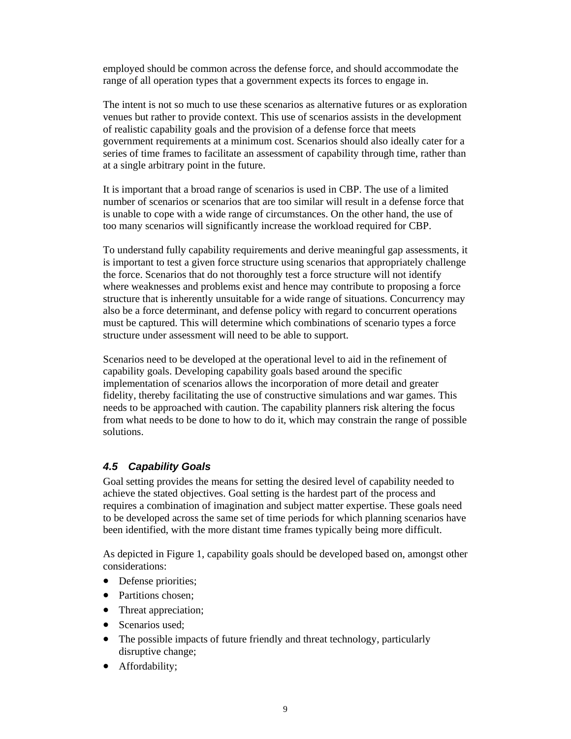employed should be common across the defense force, and should accommodate the range of all operation types that a government expects its forces to engage in.

The intent is not so much to use these scenarios as alternative futures or as exploration venues but rather to provide context. This use of scenarios assists in the development of realistic capability goals and the provision of a defense force that meets government requirements at a minimum cost. Scenarios should also ideally cater for a series of time frames to facilitate an assessment of capability through time, rather than at a single arbitrary point in the future.

It is important that a broad range of scenarios is used in CBP. The use of a limited number of scenarios or scenarios that are too similar will result in a defense force that is unable to cope with a wide range of circumstances. On the other hand, the use of too many scenarios will significantly increase the workload required for CBP.

To understand fully capability requirements and derive meaningful gap assessments, it is important to test a given force structure using scenarios that appropriately challenge the force. Scenarios that do not thoroughly test a force structure will not identify where weaknesses and problems exist and hence may contribute to proposing a force structure that is inherently unsuitable for a wide range of situations. Concurrency may also be a force determinant, and defense policy with regard to concurrent operations must be captured. This will determine which combinations of scenario types a force structure under assessment will need to be able to support.

Scenarios need to be developed at the operational level to aid in the refinement of capability goals. Developing capability goals based around the specific implementation of scenarios allows the incorporation of more detail and greater fidelity, thereby facilitating the use of constructive simulations and war games. This needs to be approached with caution. The capability planners risk altering the focus from what needs to be done to how to do it, which may constrain the range of possible solutions.

### *4.5 Capability Goals*

Goal setting provides the means for setting the desired level of capability needed to achieve the stated objectives. Goal setting is the hardest part of the process and requires a combination of imagination and subject matter expertise. These goals need to be developed across the same set of time periods for which planning scenarios have been identified, with the more distant time frames typically being more difficult.

As depicted in Figure 1, capability goals should be developed based on, amongst other considerations:

- Defense priorities;
- Partitions chosen;
- Threat appreciation;
- Scenarios used;
- The possible impacts of future friendly and threat technology, particularly disruptive change;
- Affordability;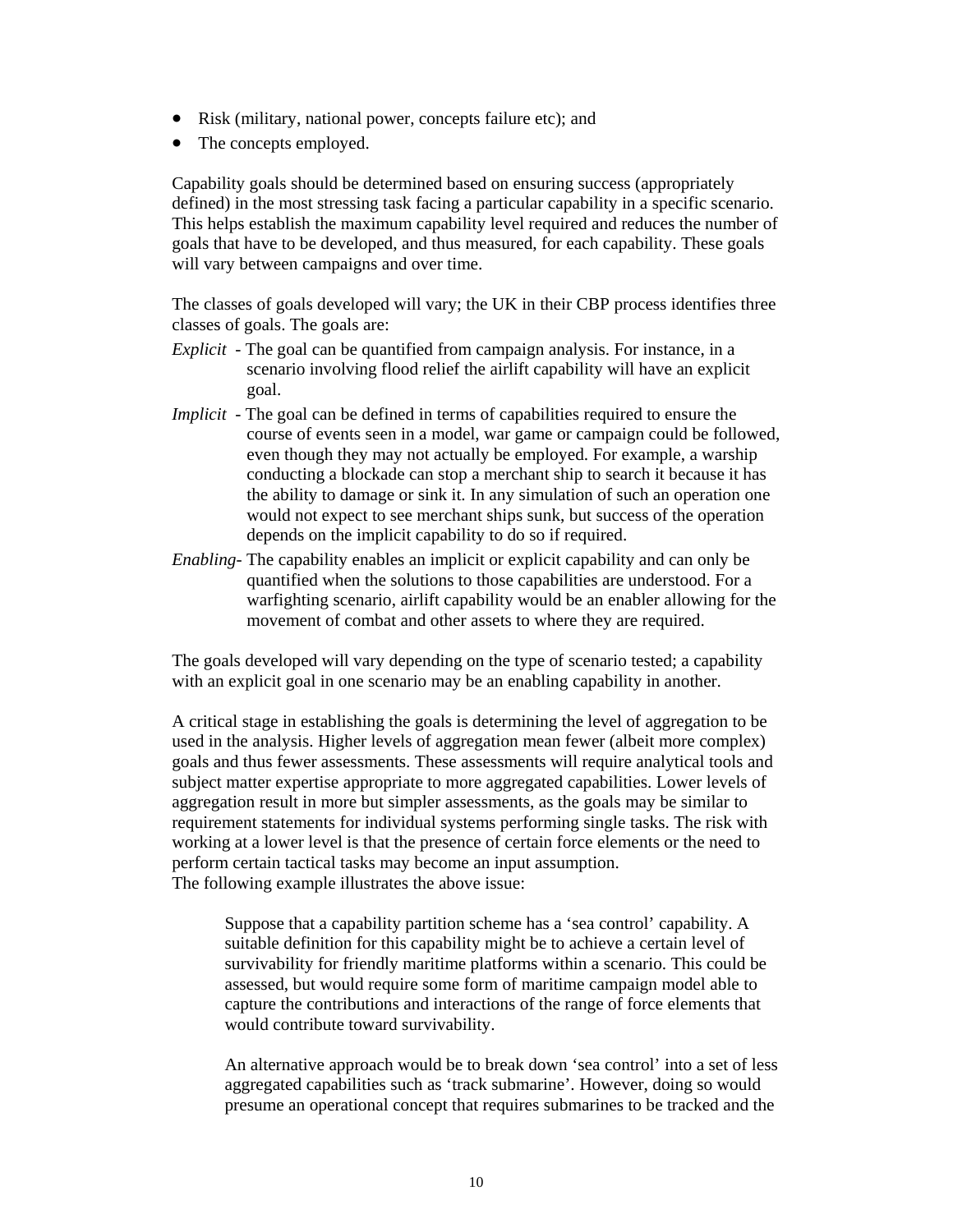- Risk (military, national power, concepts failure etc); and
- The concepts employed.

Capability goals should be determined based on ensuring success (appropriately defined) in the most stressing task facing a particular capability in a specific scenario. This helps establish the maximum capability level required and reduces the number of goals that have to be developed, and thus measured, for each capability. These goals will vary between campaigns and over time.

The classes of goals developed will vary; the UK in their CBP process identifies three classes of goals. The goals are:

*Explicit* - The goal can be quantified from campaign analysis. For instance, in a scenario involving flood relief the airlift capability will have an explicit goal.

*Implicit* - The goal can be defined in terms of capabilities required to ensure the course of events seen in a model, war game or campaign could be followed, even though they may not actually be employed. For example, a warship conducting a blockade can stop a merchant ship to search it because it has the ability to damage or sink it. In any simulation of such an operation one would not expect to see merchant ships sunk, but success of the operation depends on the implicit capability to do so if required.

*Enabling*- The capability enables an implicit or explicit capability and can only be quantified when the solutions to those capabilities are understood. For a warfighting scenario, airlift capability would be an enabler allowing for the movement of combat and other assets to where they are required.

The goals developed will vary depending on the type of scenario tested; a capability with an explicit goal in one scenario may be an enabling capability in another.

A critical stage in establishing the goals is determining the level of aggregation to be used in the analysis. Higher levels of aggregation mean fewer (albeit more complex) goals and thus fewer assessments. These assessments will require analytical tools and subject matter expertise appropriate to more aggregated capabilities. Lower levels of aggregation result in more but simpler assessments, as the goals may be similar to requirement statements for individual systems performing single tasks. The risk with working at a lower level is that the presence of certain force elements or the need to perform certain tactical tasks may become an input assumption.
The following example illustrates the above issue:

> Suppose that a capability partition scheme has a 'sea control' capability. A suitable definition for this capability might be to achieve a certain level of survivability for friendly maritime platforms within a scenario. This could be assessed, but would require some form of maritime campaign model able to capture the contributions and interactions of the range of force elements that would contribute toward survivability.
>
> An alternative approach would be to break down 'sea control' into a set of less aggregated capabilities such as 'track submarine'. However, doing so would presume an operational concept that requires submarines to be tracked and the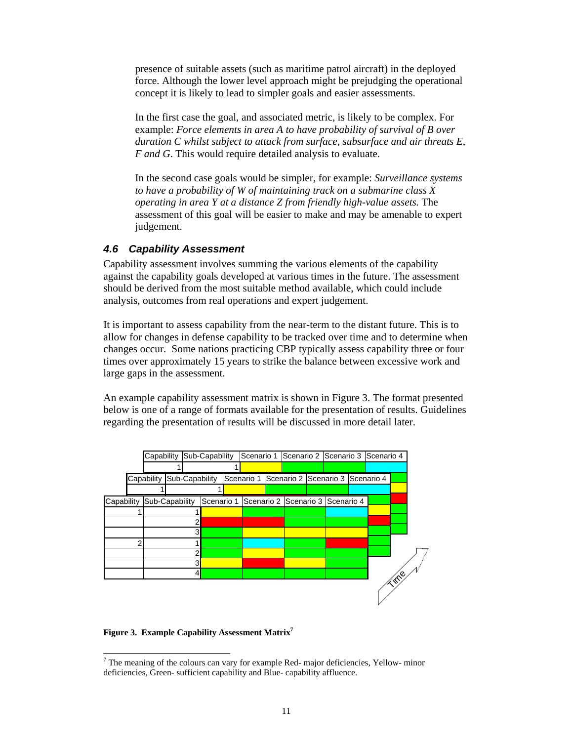presence of suitable assets (such as maritime patrol aircraft) in the deployed force. Although the lower level approach might be prejudging the operational concept it is likely to lead to simpler goals and easier assessments.

In the first case the goal, and associated metric, is likely to be complex. For example: *Force elements in area A to have probability of survival of B over duration C whilst subject to attack from surface, subsurface and air threats E, F and G*. This would require detailed analysis to evaluate.

In the second case goals would be simpler, for example: *Surveillance systems to have a probability of W of maintaining track on a submarine class X operating in area Y at a distance Z from friendly high-value assets.* The assessment of this goal will be easier to make and may be amenable to expert judgement.

### *4.6 Capability Assessment*

Capability assessment involves summing the various elements of the capability against the capability goals developed at various times in the future. The assessment should be derived from the most suitable method available, which could include analysis, outcomes from real operations and expert judgement.

It is important to assess capability from the near-term to the distant future. This is to allow for changes in defense capability to be tracked over time and to determine when changes occur. Some nations practicing CBP typically assess capability three or four times over approximately 15 years to strike the balance between excessive work and large gaps in the assessment.

An example capability assessment matrix is shown in Figure 3. The format presented below is one of a range of formats available for the presentation of results. Guidelines regarding the presentation of results will be discussed in more detail later.

| Capability | Sub-Capability | Scenario 1 | Scenario 2 | Scenario 3 | Scenario 4 |
|---|---|---|---|---|---|
| 1 | 1 | Yellow | Green | Green | Blue |
| | 2 | Red | Red | Green | Green |
| | 3 | Green | Yellow | Yellow | Yellow |
| 2 | 1 | Green | Blue | Green | Red |
| | 2 | Green | Yellow | Green | Green |
| | 3 | Yellow | Red | Yellow | Green |
| | 4 | Green | Green | Green | Green |

Time

**Figure 3. Example Capability Assessment Matrix**[7]

[7] The meaning of the colours can vary for example Red- major deficiencies, Yellow- minor deficiencies, Green- sufficient capability and Blue- capability affluence.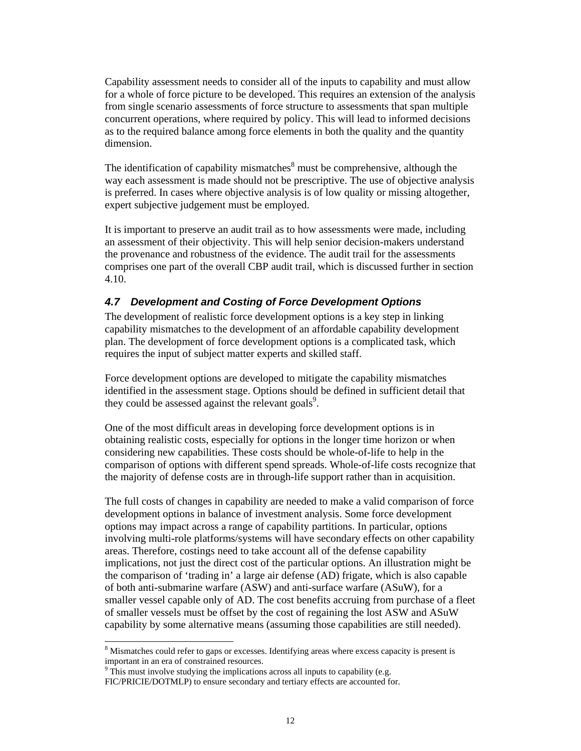Capability assessment needs to consider all of the inputs to capability and must allow for a whole of force picture to be developed. This requires an extension of the analysis from single scenario assessments of force structure to assessments that span multiple concurrent operations, where required by policy. This will lead to informed decisions as to the required balance among force elements in both the quality and the quantity dimension.

The identification of capability mismatches[8] must be comprehensive, although the way each assessment is made should not be prescriptive. The use of objective analysis is preferred. In cases where objective analysis is of low quality or missing altogether, expert subjective judgement must be employed.

It is important to preserve an audit trail as to how assessments were made, including an assessment of their objectivity. This will help senior decision-makers understand the provenance and robustness of the evidence. The audit trail for the assessments comprises one part of the overall CBP audit trail, which is discussed further in section 4.10.

### *4.7 Development and Costing of Force Development Options*

The development of realistic force development options is a key step in linking capability mismatches to the development of an affordable capability development plan. The development of force development options is a complicated task, which requires the input of subject matter experts and skilled staff.

Force development options are developed to mitigate the capability mismatches identified in the assessment stage. Options should be defined in sufficient detail that they could be assessed against the relevant goals[9].

One of the most difficult areas in developing force development options is in obtaining realistic costs, especially for options in the longer time horizon or when considering new capabilities. These costs should be whole-of-life to help in the comparison of options with different spend spreads. Whole-of-life costs recognize that the majority of defense costs are in through-life support rather than in acquisition.

The full costs of changes in capability are needed to make a valid comparison of force development options in balance of investment analysis. Some force development options may impact across a range of capability partitions. In particular, options involving multi-role platforms/systems will have secondary effects on other capability areas. Therefore, costings need to take account all of the defense capability implications, not just the direct cost of the particular options. An illustration might be the comparison of 'trading in' a large air defense (AD) frigate, which is also capable of both anti-submarine warfare (ASW) and anti-surface warfare (ASuW), for a smaller vessel capable only of AD. The cost benefits accruing from purchase of a fleet of smaller vessels must be offset by the cost of regaining the lost ASW and ASuW capability by some alternative means (assuming those capabilities are still needed).

---

[8] Mismatches could refer to gaps or excesses. Identifying areas where excess capacity is present is important in an era of constrained resources.

[9] This must involve studying the implications across all inputs to capability (e.g. FIC/PRICIE/DOTMLP) to ensure secondary and tertiary effects are accounted for.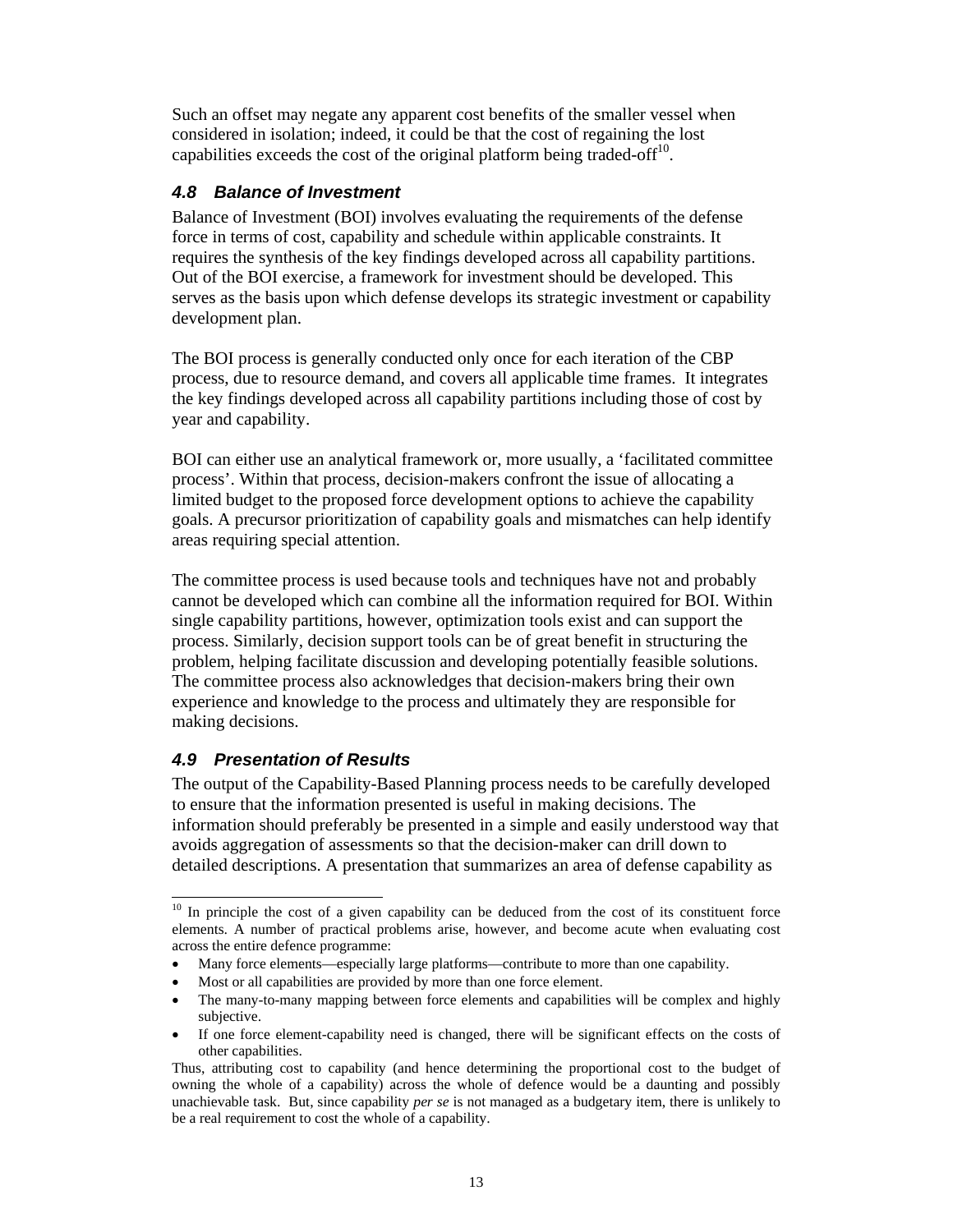Such an offset may negate any apparent cost benefits of the smaller vessel when considered in isolation; indeed, it could be that the cost of regaining the lost capabilities exceeds the cost of the original platform being traded-off[10].

### *4.8 Balance of Investment*

Balance of Investment (BOI) involves evaluating the requirements of the defense force in terms of cost, capability and schedule within applicable constraints. It requires the synthesis of the key findings developed across all capability partitions. Out of the BOI exercise, a framework for investment should be developed. This serves as the basis upon which defense develops its strategic investment or capability development plan.

The BOI process is generally conducted only once for each iteration of the CBP process, due to resource demand, and covers all applicable time frames. It integrates the key findings developed across all capability partitions including those of cost by year and capability.

BOI can either use an analytical framework or, more usually, a 'facilitated committee process'. Within that process, decision-makers confront the issue of allocating a limited budget to the proposed force development options to achieve the capability goals. A precursor prioritization of capability goals and mismatches can help identify areas requiring special attention.

The committee process is used because tools and techniques have not and probably cannot be developed which can combine all the information required for BOI. Within single capability partitions, however, optimization tools exist and can support the process. Similarly, decision support tools can be of great benefit in structuring the problem, helping facilitate discussion and developing potentially feasible solutions. The committee process also acknowledges that decision-makers bring their own experience and knowledge to the process and ultimately they are responsible for making decisions.

### *4.9 Presentation of Results*

The output of the Capability-Based Planning process needs to be carefully developed to ensure that the information presented is useful in making decisions. The information should preferably be presented in a simple and easily understood way that avoids aggregation of assessments so that the decision-maker can drill down to detailed descriptions. A presentation that summarizes an area of defense capability as

---

[10] In principle the cost of a given capability can be deduced from the cost of its constituent force elements. A number of practical problems arise, however, and become acute when evaluating cost across the entire defence programme:

- Many force elements—especially large platforms—contribute to more than one capability.
- Most or all capabilities are provided by more than one force element.
- The many-to-many mapping between force elements and capabilities will be complex and highly subjective.
- If one force element-capability need is changed, there will be significant effects on the costs of other capabilities.

Thus, attributing cost to capability (and hence determining the proportional cost to the budget of owning the whole of a capability) across the whole of defence would be a daunting and possibly unachievable task. But, since capability *per se* is not managed as a budgetary item, there is unlikely to be a real requirement to cost the whole of a capability.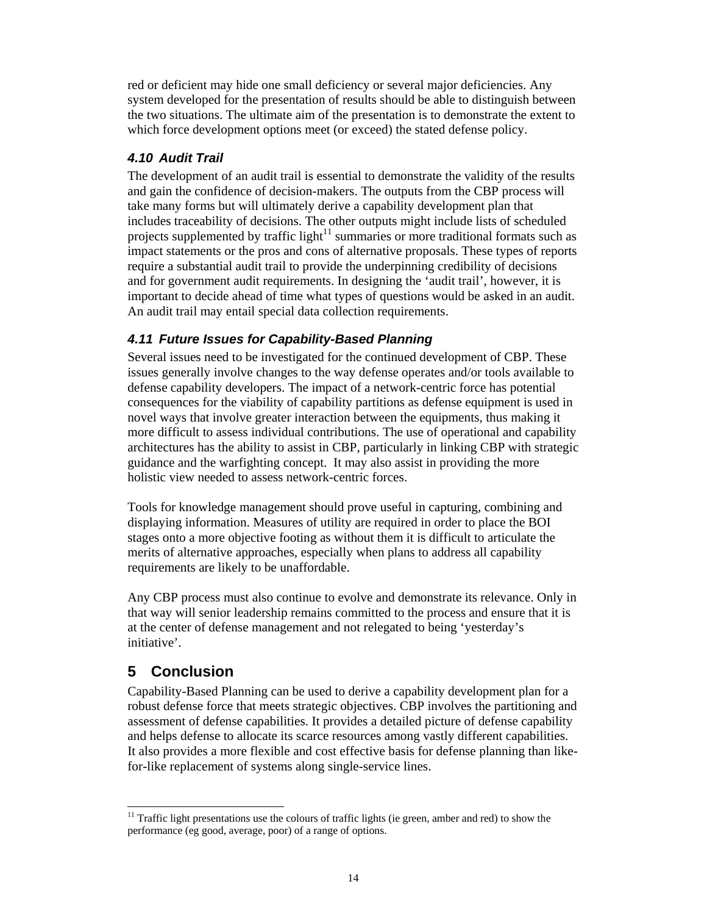red or deficient may hide one small deficiency or several major deficiencies. Any system developed for the presentation of results should be able to distinguish between the two situations. The ultimate aim of the presentation is to demonstrate the extent to which force development options meet (or exceed) the stated defense policy.

### *4.10 Audit Trail*

The development of an audit trail is essential to demonstrate the validity of the results and gain the confidence of decision-makers. The outputs from the CBP process will take many forms but will ultimately derive a capability development plan that includes traceability of decisions. The other outputs might include lists of scheduled projects supplemented by traffic light[11] summaries or more traditional formats such as impact statements or the pros and cons of alternative proposals. These types of reports require a substantial audit trail to provide the underpinning credibility of decisions and for government audit requirements. In designing the 'audit trail', however, it is important to decide ahead of time what types of questions would be asked in an audit. An audit trail may entail special data collection requirements.

### *4.11 Future Issues for Capability-Based Planning*

Several issues need to be investigated for the continued development of CBP. These issues generally involve changes to the way defense operates and/or tools available to defense capability developers. The impact of a network-centric force has potential consequences for the viability of capability partitions as defense equipment is used in novel ways that involve greater interaction between the equipments, thus making it more difficult to assess individual contributions. The use of operational and capability architectures has the ability to assist in CBP, particularly in linking CBP with strategic guidance and the warfighting concept. It may also assist in providing the more holistic view needed to assess network-centric forces.

Tools for knowledge management should prove useful in capturing, combining and displaying information. Measures of utility are required in order to place the BOI stages onto a more objective footing as without them it is difficult to articulate the merits of alternative approaches, especially when plans to address all capability requirements are likely to be unaffordable.

Any CBP process must also continue to evolve and demonstrate its relevance. Only in that way will senior leadership remains committed to the process and ensure that it is at the center of defense management and not relegated to being 'yesterday's initiative'.

## 5 Conclusion

Capability-Based Planning can be used to derive a capability development plan for a robust defense force that meets strategic objectives. CBP involves the partitioning and assessment of defense capabilities. It provides a detailed picture of defense capability and helps defense to allocate its scarce resources among vastly different capabilities. It also provides a more flexible and cost effective basis for defense planning than like-for-like replacement of systems along single-service lines.

---

[11] Traffic light presentations use the colours of traffic lights (ie green, amber and red) to show the performance (eg good, average, poor) of a range of options.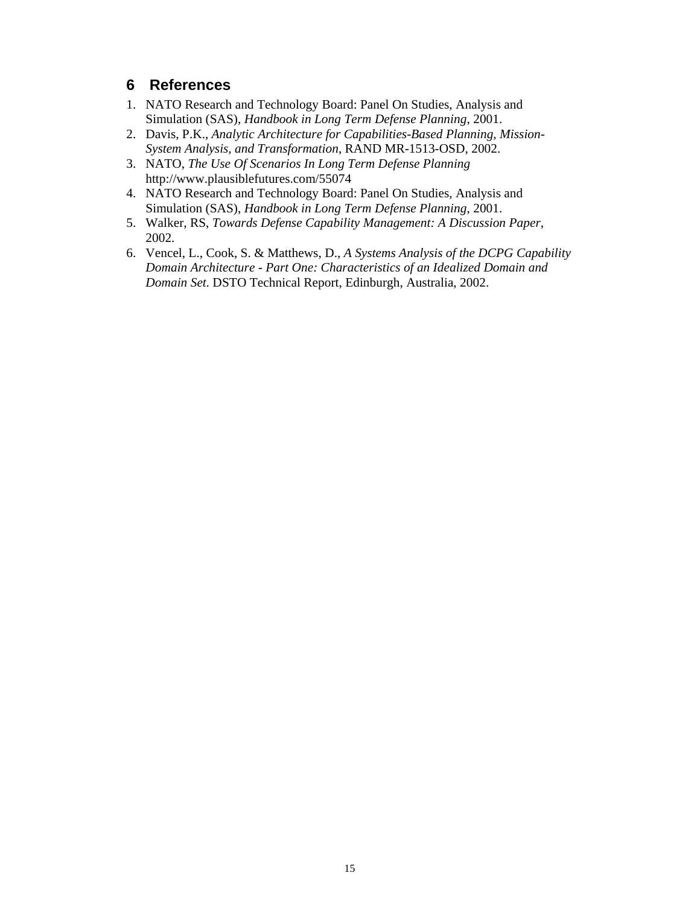## 6 References

1. NATO Research and Technology Board: Panel On Studies, Analysis and Simulation (SAS), *Handbook in Long Term Defense Planning*, 2001.
2. Davis, P.K., *Analytic Architecture for Capabilities-Based Planning, Mission-System Analysis, and Transformation*, RAND MR-1513-OSD, 2002.
3. NATO, *The Use Of Scenarios In Long Term Defense Planning* http://www.plausiblefutures.com/55074
4. NATO Research and Technology Board: Panel On Studies, Analysis and Simulation (SAS), *Handbook in Long Term Defense Planning*, 2001.
5. Walker, RS, *Towards Defense Capability Management: A Discussion Paper*, 2002.
6. Vencel, L., Cook, S. & Matthews, D., *A Systems Analysis of the DCPG Capability Domain Architecture - Part One: Characteristics of an Idealized Domain and Domain Set*. DSTO Technical Report, Edinburgh, Australia, 2002.